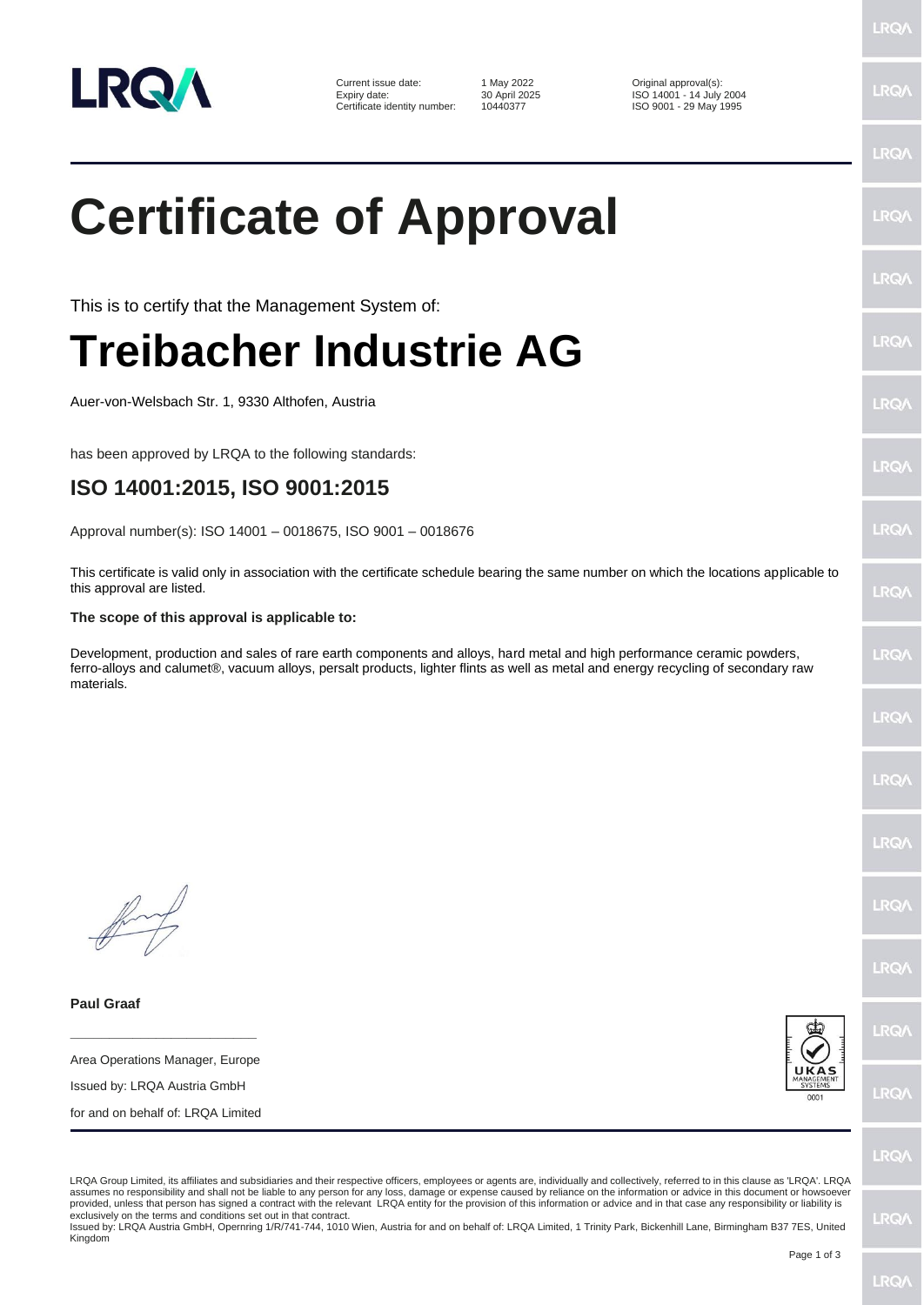| | | | |
|---|---|---|---|
| Current issue date: | 1 May 2022 | Original approval(s): | |
| Expiry date: | 30 April 2025 | ISO 14001 - 14 July 2004 | |
| Certificate identity number: | 10440377 | ISO 9001 - 29 May 1995 | |

# Certificate of Approval

This is to certify that the Management System of:

# Treibacher Industrie AG

Auer-von-Welsbach Str. 1, 9330 Althofen, Austria

has been approved by LRQA to the following standards:

## ISO 14001:2015, ISO 9001:2015

Approval number(s): ISO 14001 – 0018675, ISO 9001 – 0018676

This certificate is valid only in association with the certificate schedule bearing the same number on which the locations applicable to this approval are listed.

**The scope of this approval is applicable to:**

Development, production and sales of rare earth components and alloys, hard metal and high performance ceramic powders, ferro-alloys and calumet®, vacuum alloys, persalt products, lighter flints as well as metal and energy recycling of secondary raw materials.

**Paul Graaf**

Area Operations Manager, Europe

Issued by: LRQA Austria GmbH

for and on behalf of: LRQA Limited

UKAS MANAGEMENT SYSTEMS 0001

LRQA Group Limited, its affiliates and subsidiaries and their respective officers, employees or agents are, individually and collectively, referred to in this clause as 'LRQA'. LRQA assumes no responsibility and shall not be liable to any person for any loss, damage or expense caused by reliance on the information or advice in this document or howsoever provided, unless that person has signed a contract with the relevant LRQA entity for the provision of this information or advice and in that case any responsibility or liability is exclusively on the terms and conditions set out in that contract.
Issued by: LRQA Austria GmbH, Opernring 1/R/741-744, 1010 Wien, Austria for and on behalf of: LRQA Limited, 1 Trinity Park, Bickenhill Lane, Birmingham B37 7ES, United Kingdom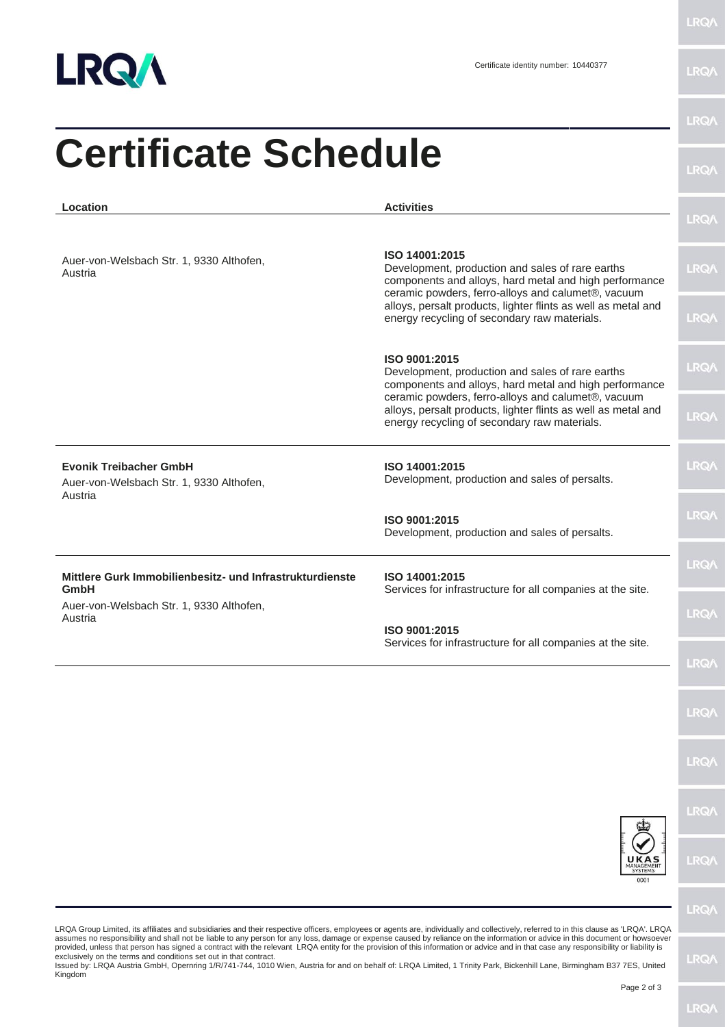Certificate identity number: 10440377

# Certificate Schedule

| Location | Activities |
|---|---|
| Auer-von-Welsbach Str. 1, 9330 Althofen, Austria | **ISO 14001:2015**<br>Development, production and sales of rare earths components and alloys, hard metal and high performance ceramic powders, ferro-alloys and calumet®, vacuum alloys, persalt products, lighter flints as well as metal and energy recycling of secondary raw materials.<br><br>**ISO 9001:2015**<br>Development, production and sales of rare earths components and alloys, hard metal and high performance ceramic powders, ferro-alloys and calumet®, vacuum alloys, persalt products, lighter flints as well as metal and energy recycling of secondary raw materials. |
| **Evonik Treibacher GmbH**<br>Auer-von-Welsbach Str. 1, 9330 Althofen, Austria | **ISO 14001:2015**<br>Development, production and sales of persalts.<br><br>**ISO 9001:2015**<br>Development, production and sales of persalts. |
| **Mittlere Gurk Immobilienbesitz- und Infrastrukturdienste GmbH**<br>Auer-von-Welsbach Str. 1, 9330 Althofen, Austria | **ISO 14001:2015**<br>Services for infrastructure for all companies at the site.<br><br>**ISO 9001:2015**<br>Services for infrastructure for all companies at the site. |

UKAS MANAGEMENT SYSTEMS 0001

LRQA Group Limited, its affiliates and subsidiaries and their respective officers, employees or agents are, individually and collectively, referred to in this clause as 'LRQA'. LRQA assumes no responsibility and shall not be liable to any person for any loss, damage or expense caused by reliance on the information or advice in this document or howsoever provided, unless that person has signed a contract with the relevant LRQA entity for the provision of this information or advice and in that case any responsibility or liability is exclusively on the terms and conditions set out in that contract.
Issued by: LRQA Austria GmbH, Opernring 1/R/741-744, 1010 Wien, Austria for and on behalf of: LRQA Limited, 1 Trinity Park, Bickenhill Lane, Birmingham B37 7ES, United Kingdom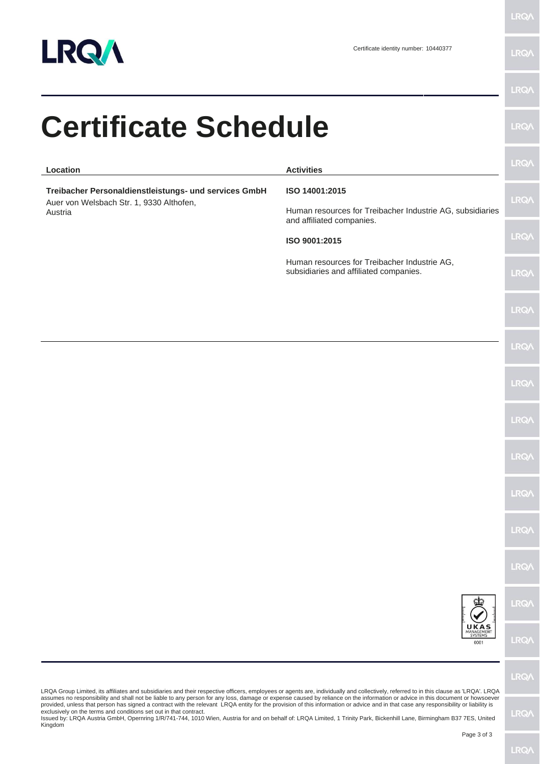Certificate identity number: 10440377

# Certificate Schedule

| Location | Activities |
| --- | --- |
| **Treibacher Personaldienstleistungs- und services GmbH**<br>Auer von Welsbach Str. 1, 9330 Althofen, Austria | **ISO 14001:2015**<br><br>Human resources for Treibacher Industrie AG, subsidiaries and affiliated companies.<br><br>**ISO 9001:2015**<br><br>Human resources for Treibacher Industrie AG, subsidiaries and affiliated companies. |

UKAS MANAGEMENT SYSTEMS 0001

LRQA Group Limited, its affiliates and subsidiaries and their respective officers, employees or agents are, individually and collectively, referred to in this clause as 'LRQA'. LRQA assumes no responsibility and shall not be liable to any person for any loss, damage or expense caused by reliance on the information or advice in this document or howsoever provided, unless that person has signed a contract with the relevant LRQA entity for the provision of this information or advice and in that case any responsibility or liability is exclusively on the terms and conditions set out in that contract.
Issued by: LRQA Austria GmbH, Opernring 1/R/741-744, 1010 Wien, Austria for and on behalf of: LRQA Limited, 1 Trinity Park, Bickenhill Lane, Birmingham B37 7ES, United Kingdom